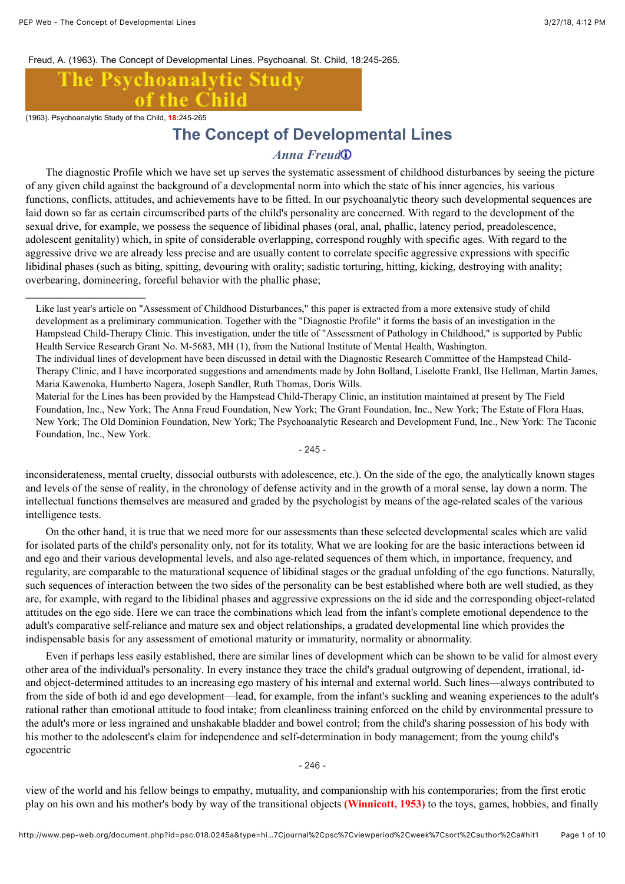Freud, A. (1963). The Concept of Developmental Lines. Psychoanal. St. Child, 18:245-265.

The Psychoanalytic Study of the Child

(1963). Psychoanalytic Study of the Child, 18:245-265

# The Concept of Developmental Lines

## *Anna Freud*

The diagnostic Profile which we have set up serves the systematic assessment of childhood disturbances by seeing the picture of any given child against the background of a developmental norm into which the state of his inner agencies, his various functions, conflicts, attitudes, and achievements have to be fitted. In our psychoanalytic theory such developmental sequences are laid down so far as certain circumscribed parts of the child's personality are concerned. With regard to the development of the sexual drive, for example, we possess the sequence of libidinal phases (oral, anal, phallic, latency period, preadolescence, adolescent genitality) which, in spite of considerable overlapping, correspond roughly with specific ages. With regard to the aggressive drive we are already less precise and are usually content to correlate specific aggressive expressions with specific libidinal phases (such as biting, spitting, devouring with orality; sadistic torturing, hitting, kicking, destroying with anality; overbearing, domineering, forceful behavior with the phallic phase; inconsiderateness, mental cruelty, dissocial outbursts with adolescence, etc.). On the side of the ego, the analytically known stages and levels of the sense of reality, in the chronology of defense activity and in the growth of a moral sense, lay down a norm. The intellectual functions themselves are measured and graded by the psychologist by means of the age-related scales of the various intelligence tests.

On the other hand, it is true that we need more for our assessments than these selected developmental scales which are valid for isolated parts of the child's personality only, not for its totality. What we are looking for are the basic interactions between id and ego and their various developmental levels, and also age-related sequences of them which, in importance, frequency, and regularity, are comparable to the maturational sequence of libidinal stages or the gradual unfolding of the ego functions. Naturally, such sequences of interaction between the two sides of the personality can be best established where both are well studied, as they are, for example, with regard to the libidinal phases and aggressive expressions on the id side and the corresponding object-related attitudes on the ego side. Here we can trace the combinations which lead from the infant's complete emotional dependence to the adult's comparative self-reliance and mature sex and object relationships, a gradated developmental line which provides the indispensable basis for any assessment of emotional maturity or immaturity, normality or abnormality.

Even if perhaps less easily established, there are similar lines of development which can be shown to be valid for almost every other area of the individual's personality. In every instance they trace the child's gradual outgrowing of dependent, irrational, id- and object-determined attitudes to an increasing ego mastery of his internal and external world. Such lines—always contributed to from the side of both id and ego development—lead, for example, from the infant's suckling and weaning experiences to the adult's rational rather than emotional attitude to food intake; from cleanliness training enforced on the child by environmental pressure to the adult's more or less ingrained and unshakable bladder and bowel control; from the child's sharing possession of his body with his mother to the adolescent's claim for independence and self-determination in body management; from the young child's egocentric view of the world and his fellow beings to empathy, mutuality, and companionship with his contemporaries; from the first erotic play on his own and his mother's body by way of the transitional objects (Winnicott, 1953) to the toys, games, hobbies, and finally

---

Like last year's article on "Assessment of Childhood Disturbances," this paper is extracted from a more extensive study of child development as a preliminary communication. Together with the "Diagnostic Profile" it forms the basis of an investigation in the Hampstead Child-Therapy Clinic. This investigation, under the title of "Assessment of Pathology in Childhood," is supported by Public Health Service Research Grant No. M-5683, MH (1), from the National Institute of Mental Health, Washington.

The individual lines of development have been discussed in detail with the Diagnostic Research Committee of the Hampstead Child-Therapy Clinic, and I have incorporated suggestions and amendments made by John Bolland, Liselotte Frankl, Ilse Hellman, Martin James, Maria Kawenoka, Humberto Nagera, Joseph Sandler, Ruth Thomas, Doris Wills.

Material for the Lines has been provided by the Hampstead Child-Therapy Clinic, an institution maintained at present by The Field Foundation, Inc., New York; The Anna Freud Foundation, New York; The Grant Foundation, Inc., New York; The Estate of Flora Haas, New York; The Old Dominion Foundation, New York; The Psychoanalytic Research and Development Fund, Inc., New York: The Taconic Foundation, Inc., New York.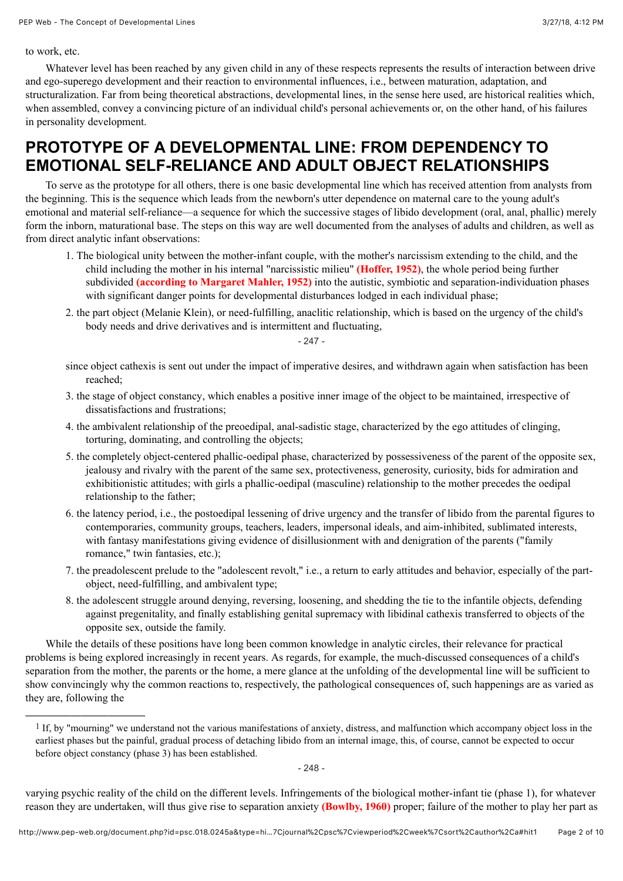to work, etc.

Whatever level has been reached by any given child in any of these respects represents the results of interaction between drive and ego-superego development and their reaction to environmental influences, i.e., between maturation, adaptation, and structuralization. Far from being theoretical abstractions, developmental lines, in the sense here used, are historical realities which, when assembled, convey a convincing picture of an individual child's personal achievements or, on the other hand, of his failures in personality development.

## PROTOTYPE OF A DEVELOPMENTAL LINE: FROM DEPENDENCY TO EMOTIONAL SELF-RELIANCE AND ADULT OBJECT RELATIONSHIPS

To serve as the prototype for all others, there is one basic developmental line which has received attention from analysts from the beginning. This is the sequence which leads from the newborn's utter dependence on maternal care to the young adult's emotional and material self-reliance—a sequence for which the successive stages of libido development (oral, anal, phallic) merely form the inborn, maturational base. The steps on this way are well documented from the analyses of adults and children, as well as from direct analytic infant observations:

1. The biological unity between the mother-infant couple, with the mother's narcissism extending to the child, and the child including the mother in his internal "narcissistic milieu" **(Hoffer, 1952)**, the whole period being further subdivided **(according to Margaret Mahler, 1952)** into the autistic, symbiotic and separation-individuation phases with significant danger points for developmental disturbances lodged in each individual phase;
2. the part object (Melanie Klein), or need-fulfilling, anaclitic relationship, which is based on the urgency of the child's body needs and drive derivatives and is intermittent and fluctuating, since object cathexis is sent out under the impact of imperative desires, and withdrawn again when satisfaction has been reached;
3. the stage of object constancy, which enables a positive inner image of the object to be maintained, irrespective of dissatisfactions and frustrations;
4. the ambivalent relationship of the preoedipal, anal-sadistic stage, characterized by the ego attitudes of clinging, torturing, dominating, and controlling the objects;
5. the completely object-centered phallic-oedipal phase, characterized by possessiveness of the parent of the opposite sex, jealousy and rivalry with the parent of the same sex, protectiveness, generosity, curiosity, bids for admiration and exhibitionistic attitudes; with girls a phallic-oedipal (masculine) relationship to the mother precedes the oedipal relationship to the father;
6. the latency period, i.e., the postoedipal lessening of drive urgency and the transfer of libido from the parental figures to contemporaries, community groups, teachers, leaders, impersonal ideals, and aim-inhibited, sublimated interests, with fantasy manifestations giving evidence of disillusionment with and denigration of the parents ("family romance," twin fantasies, etc.);
7. the preadolescent prelude to the "adolescent revolt," i.e., a return to early attitudes and behavior, especially of the part-object, need-fulfilling, and ambivalent type;
8. the adolescent struggle around denying, reversing, loosening, and shedding the tie to the infantile objects, defending against pregenitality, and finally establishing genital supremacy with libidinal cathexis transferred to objects of the opposite sex, outside the family.

While the details of these positions have long been common knowledge in analytic circles, their relevance for practical problems is being explored increasingly in recent years. As regards, for example, the much-discussed consequences of a child's separation from the mother, the parents or the home, a mere glance at the unfolding of the developmental line will be sufficient to show convincingly why the common reactions to, respectively, the pathological consequences of, such happenings are as varied as they are, following the varying psychic reality of the child on the different levels. Infringements of the biological mother-infant tie (phase 1), for whatever reason they are undertaken, will thus give rise to separation anxiety **(Bowlby, 1960)** proper; failure of the mother to play her part as

---

[1] If, by "mourning" we understand not the various manifestations of anxiety, distress, and malfunction which accompany object loss in the earliest phases but the painful, gradual process of detaching libido from an internal image, this, of course, cannot be expected to occur before object constancy (phase 3) has been established.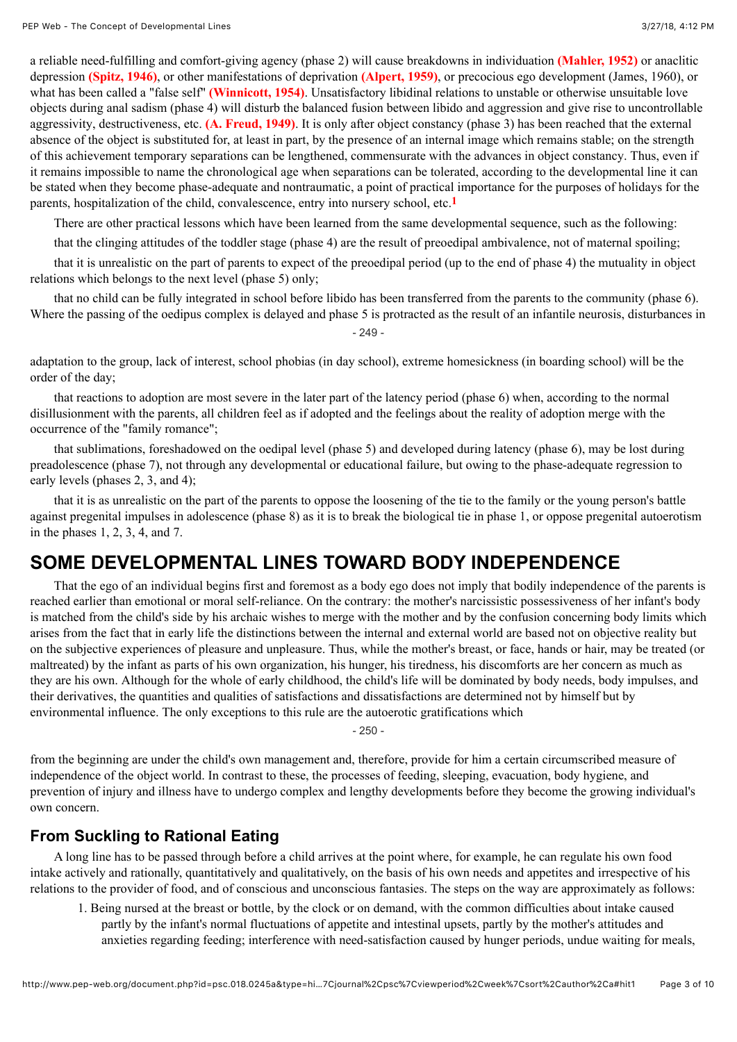a reliable need-fulfilling and comfort-giving agency (phase 2) will cause breakdowns in individuation **(Mahler, 1952)** or anaclitic depression **(Spitz, 1946)**, or other manifestations of deprivation **(Alpert, 1959)**, or precocious ego development (James, 1960), or what has been called a "false self" **(Winnicott, 1954)**. Unsatisfactory libidinal relations to unstable or otherwise unsuitable love objects during anal sadism (phase 4) will disturb the balanced fusion between libido and aggression and give rise to uncontrollable aggressivity, destructiveness, etc. **(A. Freud, 1949)**. It is only after object constancy (phase 3) has been reached that the external absence of the object is substituted for, at least in part, by the presence of an internal image which remains stable; on the strength of this achievement temporary separations can be lengthened, commensurate with the advances in object constancy. Thus, even if it remains impossible to name the chronological age when separations can be tolerated, according to the developmental line it can be stated when they become phase-adequate and nontraumatic, a point of practical importance for the purposes of holidays for the parents, hospitalization of the child, convalescence, entry into nursery school, etc.[1]

There are other practical lessons which have been learned from the same developmental sequence, such as the following:

that the clinging attitudes of the toddler stage (phase 4) are the result of preoedipal ambivalence, not of maternal spoiling;

that it is unrealistic on the part of parents to expect of the preoedipal period (up to the end of phase 4) the mutuality in object relations which belongs to the next level (phase 5) only;

that no child can be fully integrated in school before libido has been transferred from the parents to the community (phase 6). Where the passing of the oedipus complex is delayed and phase 5 is protracted as the result of an infantile neurosis, disturbances in adaptation to the group, lack of interest, school phobias (in day school), extreme homesickness (in boarding school) will be the order of the day;

that reactions to adoption are most severe in the later part of the latency period (phase 6) when, according to the normal disillusionment with the parents, all children feel as if adopted and the feelings about the reality of adoption merge with the occurrence of the "family romance";

that sublimations, foreshadowed on the oedipal level (phase 5) and developed during latency (phase 6), may be lost during preadolescence (phase 7), not through any developmental or educational failure, but owing to the phase-adequate regression to early levels (phases 2, 3, and 4);

that it is as unrealistic on the part of the parents to oppose the loosening of the tie to the family or the young person's battle against pregenital impulses in adolescence (phase 8) as it is to break the biological tie in phase 1, or oppose pregenital autoerotism in the phases 1, 2, 3, 4, and 7.

## SOME DEVELOPMENTAL LINES TOWARD BODY INDEPENDENCE

That the ego of an individual begins first and foremost as a body ego does not imply that bodily independence of the parents is reached earlier than emotional or moral self-reliance. On the contrary: the mother's narcissistic possessiveness of her infant's body is matched from the child's side by his archaic wishes to merge with the mother and by the confusion concerning body limits which arises from the fact that in early life the distinctions between the internal and external world are based not on objective reality but on the subjective experiences of pleasure and unpleasure. Thus, while the mother's breast, or face, hands or hair, may be treated (or maltreated) by the infant as parts of his own organization, his hunger, his tiredness, his discomforts are her concern as much as they are his own. Although for the whole of early childhood, the child's life will be dominated by body needs, body impulses, and their derivatives, the quantities and qualities of satisfactions and dissatisfactions are determined not by himself but by environmental influence. The only exceptions to this rule are the autoerotic gratifications which from the beginning are under the child's own management and, therefore, provide for him a certain circumscribed measure of independence of the object world. In contrast to these, the processes of feeding, sleeping, evacuation, body hygiene, and prevention of injury and illness have to undergo complex and lengthy developments before they become the growing individual's own concern.

### From Suckling to Rational Eating

A long line has to be passed through before a child arrives at the point where, for example, he can regulate his own food intake actively and rationally, quantitatively and qualitatively, on the basis of his own needs and appetites and irrespective of his relations to the provider of food, and of conscious and unconscious fantasies. The steps on the way are approximately as follows:

1. Being nursed at the breast or bottle, by the clock or on demand, with the common difficulties about intake caused partly by the infant's normal fluctuations of appetite and intestinal upsets, partly by the mother's attitudes and anxieties regarding feeding; interference with need-satisfaction caused by hunger periods, undue waiting for meals,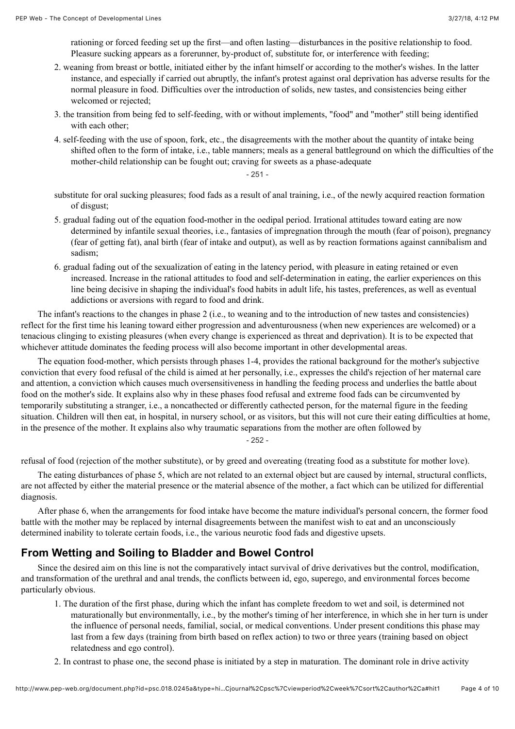rationing or forced feeding set up the first—and often lasting—disturbances in the positive relationship to food. Pleasure sucking appears as a forerunner, by-product of, substitute for, or interference with feeding;

2. weaning from breast or bottle, initiated either by the infant himself or according to the mother's wishes. In the latter instance, and especially if carried out abruptly, the infant's protest against oral deprivation has adverse results for the normal pleasure in food. Difficulties over the introduction of solids, new tastes, and consistencies being either welcomed or rejected;
3. the transition from being fed to self-feeding, with or without implements, "food" and "mother" still being identified with each other;
4. self-feeding with the use of spoon, fork, etc., the disagreements with the mother about the quantity of intake being shifted often to the form of intake, i.e., table manners; meals as a general battleground on which the difficulties of the mother-child relationship can be fought out; craving for sweets as a phase-adequate substitute for oral sucking pleasures; food fads as a result of anal training, i.e., of the newly acquired reaction formation of disgust;
5. gradual fading out of the equation food-mother in the oedipal period. Irrational attitudes toward eating are now determined by infantile sexual theories, i.e., fantasies of impregnation through the mouth (fear of poison), pregnancy (fear of getting fat), anal birth (fear of intake and output), as well as by reaction formations against cannibalism and sadism;
6. gradual fading out of the sexualization of eating in the latency period, with pleasure in eating retained or even increased. Increase in the rational attitudes to food and self-determination in eating, the earlier experiences on this line being decisive in shaping the individual's food habits in adult life, his tastes, preferences, as well as eventual addictions or aversions with regard to food and drink.

The infant's reactions to the changes in phase 2 (i.e., to weaning and to the introduction of new tastes and consistencies) reflect for the first time his leaning toward either progression and adventurousness (when new experiences are welcomed) or a tenacious clinging to existing pleasures (when every change is experienced as threat and deprivation). It is to be expected that whichever attitude dominates the feeding process will also become important in other developmental areas.

The equation food-mother, which persists through phases 1-4, provides the rational background for the mother's subjective conviction that every food refusal of the child is aimed at her personally, i.e., expresses the child's rejection of her maternal care and attention, a conviction which causes much oversensitiveness in handling the feeding process and underlies the battle about food on the mother's side. It explains also why in these phases food refusal and extreme food fads can be circumvented by temporarily substituting a stranger, i.e., a noncathected or differently cathected person, for the maternal figure in the feeding situation. Children will then eat, in hospital, in nursery school, or as visitors, but this will not cure their eating difficulties at home, in the presence of the mother. It explains also why traumatic separations from the mother are often followed by refusal of food (rejection of the mother substitute), or by greed and overeating (treating food as a substitute for mother love).

The eating disturbances of phase 5, which are not related to an external object but are caused by internal, structural conflicts, are not affected by either the material presence or the material absence of the mother, a fact which can be utilized for differential diagnosis.

After phase 6, when the arrangements for food intake have become the mature individual's personal concern, the former food battle with the mother may be replaced by internal disagreements between the manifest wish to eat and an unconsciously determined inability to tolerate certain foods, i.e., the various neurotic food fads and digestive upsets.

## From Wetting and Soiling to Bladder and Bowel Control

Since the desired aim on this line is not the comparatively intact survival of drive derivatives but the control, modification, and transformation of the urethral and anal trends, the conflicts between id, ego, superego, and environmental forces become particularly obvious.

1. The duration of the first phase, during which the infant has complete freedom to wet and soil, is determined not maturationally but environmentally, i.e., by the mother's timing of her interference, in which she in her turn is under the influence of personal needs, familial, social, or medical conventions. Under present conditions this phase may last from a few days (training from birth based on reflex action) to two or three years (training based on object relatedness and ego control).
2. In contrast to phase one, the second phase is initiated by a step in maturation. The dominant role in drive activity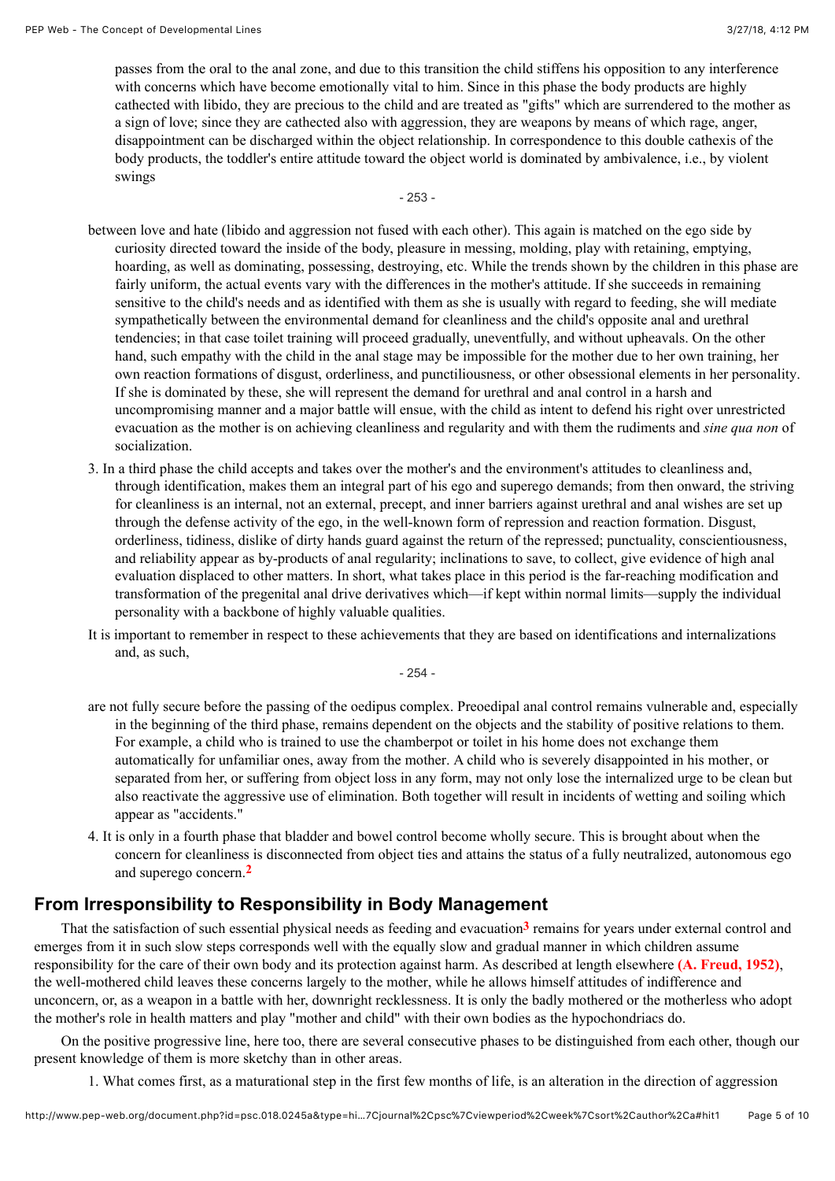passes from the oral to the anal zone, and due to this transition the child stiffens his opposition to any interference with concerns which have become emotionally vital to him. Since in this phase the body products are highly cathected with libido, they are precious to the child and are treated as "gifts" which are surrendered to the mother as a sign of love; since they are cathected also with aggression, they are weapons by means of which rage, anger, disappointment can be discharged within the object relationship. In correspondence to this double cathexis of the body products, the toddler's entire attitude toward the object world is dominated by ambivalence, i.e., by violent swings between love and hate (libido and aggression not fused with each other). This again is matched on the ego side by curiosity directed toward the inside of the body, pleasure in messing, molding, play with retaining, emptying, hoarding, as well as dominating, possessing, destroying, etc. While the trends shown by the children in this phase are fairly uniform, the actual events vary with the differences in the mother's attitude. If she succeeds in remaining sensitive to the child's needs and as identified with them as she is usually with regard to feeding, she will mediate sympathetically between the environmental demand for cleanliness and the child's opposite anal and urethral tendencies; in that case toilet training will proceed gradually, uneventfully, and without upheavals. On the other hand, such empathy with the child in the anal stage may be impossible for the mother due to her own training, her own reaction formations of disgust, orderliness, and punctiliousness, or other obsessional elements in her personality. If she is dominated by these, she will represent the demand for urethral and anal control in a harsh and uncompromising manner and a major battle will ensue, with the child as intent to defend his right over unrestricted evacuation as the mother is on achieving cleanliness and regularity and with them the rudiments and *sine qua non* of socialization.

3. In a third phase the child accepts and takes over the mother's and the environment's attitudes to cleanliness and, through identification, makes them an integral part of his ego and superego demands; from then onward, the striving for cleanliness is an internal, not an external, precept, and inner barriers against urethral and anal wishes are set up through the defense activity of the ego, in the well-known form of repression and reaction formation. Disgust, orderliness, tidiness, dislike of dirty hands guard against the return of the repressed; punctuality, conscientiousness, and reliability appear as by-products of anal regularity; inclinations to save, to collect, give evidence of high anal evaluation displaced to other matters. In short, what takes place in this period is the far-reaching modification and transformation of the pregenital anal drive derivatives which—if kept within normal limits—supply the individual personality with a backbone of highly valuable qualities.

It is important to remember in respect to these achievements that they are based on identifications and internalizations and, as such, are not fully secure before the passing of the oedipus complex. Preoedipal anal control remains vulnerable and, especially in the beginning of the third phase, remains dependent on the objects and the stability of positive relations to them. For example, a child who is trained to use the chamberpot or toilet in his home does not exchange them automatically for unfamiliar ones, away from the mother. A child who is severely disappointed in his mother, or separated from her, or suffering from object loss in any form, may not only lose the internalized urge to be clean but also reactivate the aggressive use of elimination. Both together will result in incidents of wetting and soiling which appear as "accidents."

4. It is only in a fourth phase that bladder and bowel control become wholly secure. This is brought about when the concern for cleanliness is disconnected from object ties and attains the status of a fully neutralized, autonomous ego and superego concern.[2]

## From Irresponsibility to Responsibility in Body Management

That the satisfaction of such essential physical needs as feeding and evacuation[3] remains for years under external control and emerges from it in such slow steps corresponds well with the equally slow and gradual manner in which children assume responsibility for the care of their own body and its protection against harm. As described at length elsewhere **(A. Freud, 1952)**, the well-mothered child leaves these concerns largely to the mother, while he allows himself attitudes of indifference and unconcern, or, as a weapon in a battle with her, downright recklessness. It is only the badly mothered or the motherless who adopt the mother's role in health matters and play "mother and child" with their own bodies as the hypochondriacs do.

On the positive progressive line, here too, there are several consecutive phases to be distinguished from each other, though our present knowledge of them is more sketchy than in other areas.

1. What comes first, as a maturational step in the first few months of life, is an alteration in the direction of aggression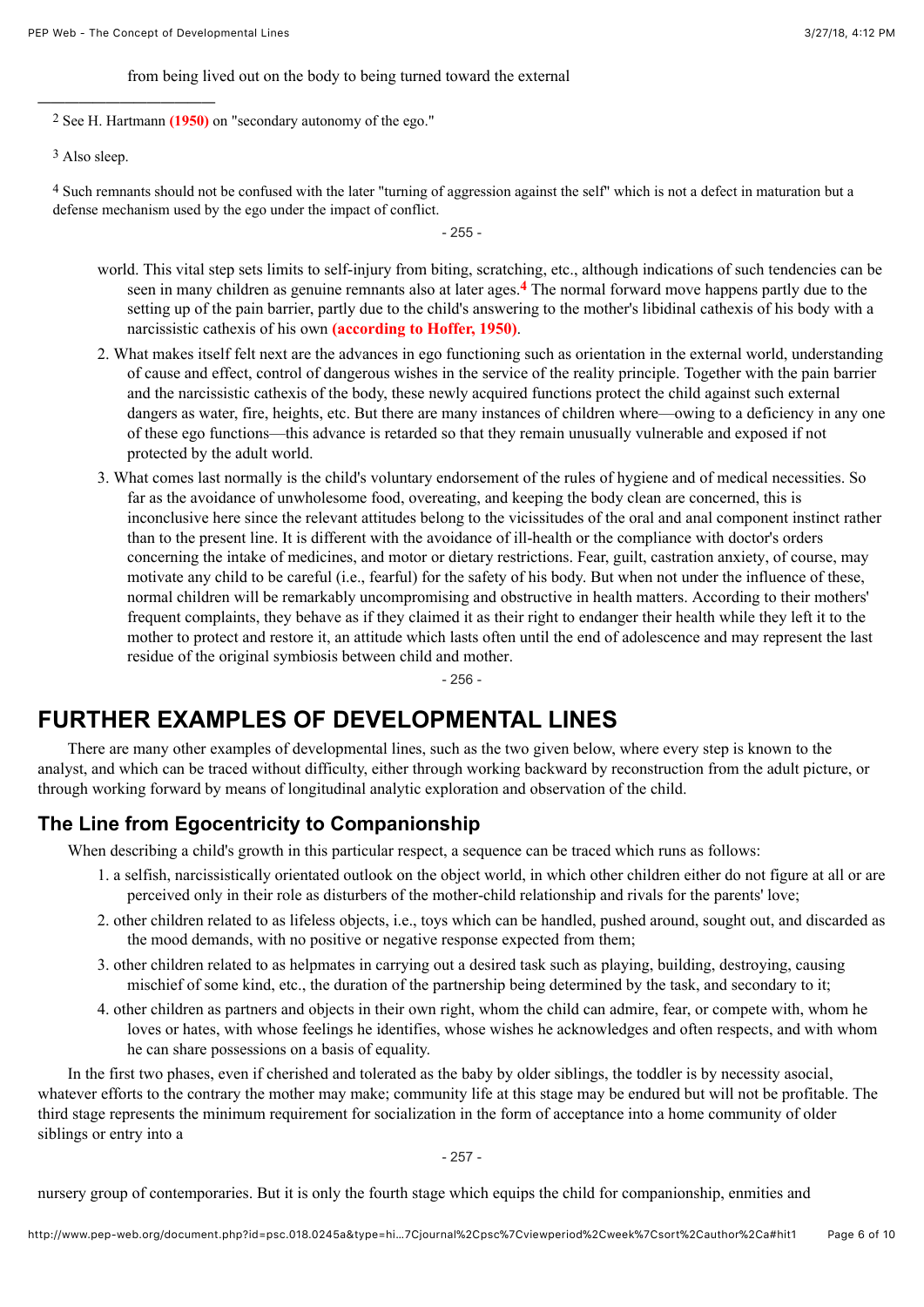from being lived out on the body to being turned toward the external

[2] See H. Hartmann (1950) on "secondary autonomy of the ego."

[3] Also sleep.

[4] Such remnants should not be confused with the later "turning of aggression against the self" which is not a defect in maturation but a defense mechanism used by the ego under the impact of conflict.

world. This vital step sets limits to self-injury from biting, scratching, etc., although indications of such tendencies can be seen in many children as genuine remnants also at later ages.[4] The normal forward move happens partly due to the setting up of the pain barrier, partly due to the child's answering to the mother's libidinal cathexis of his body with a narcissistic cathexis of his own **(according to Hoffer, 1950)**.

2. What makes itself felt next are the advances in ego functioning such as orientation in the external world, understanding of cause and effect, control of dangerous wishes in the service of the reality principle. Together with the pain barrier and the narcissistic cathexis of the body, these newly acquired functions protect the child against such external dangers as water, fire, heights, etc. But there are many instances of children where—owing to a deficiency in any one of these ego functions—this advance is retarded so that they remain unusually vulnerable and exposed if not protected by the adult world.
3. What comes last normally is the child's voluntary endorsement of the rules of hygiene and of medical necessities. So far as the avoidance of unwholesome food, overeating, and keeping the body clean are concerned, this is inconclusive here since the relevant attitudes belong to the vicissitudes of the oral and anal component instinct rather than to the present line. It is different with the avoidance of ill-health or the compliance with doctor's orders concerning the intake of medicines, and motor or dietary restrictions. Fear, guilt, castration anxiety, of course, may motivate any child to be careful (i.e., fearful) for the safety of his body. But when not under the influence of these, normal children will be remarkably uncompromising and obstructive in health matters. According to their mothers' frequent complaints, they behave as if they claimed it as their right to endanger their health while they left it to the mother to protect and restore it, an attitude which lasts often until the end of adolescence and may represent the last residue of the original symbiosis between child and mother.

## FURTHER EXAMPLES OF DEVELOPMENTAL LINES

There are many other examples of developmental lines, such as the two given below, where every step is known to the analyst, and which can be traced without difficulty, either through working backward by reconstruction from the adult picture, or through working forward by means of longitudinal analytic exploration and observation of the child.

### The Line from Egocentricity to Companionship

When describing a child's growth in this particular respect, a sequence can be traced which runs as follows:

1. a selfish, narcissistically orientated outlook on the object world, in which other children either do not figure at all or are perceived only in their role as disturbers of the mother-child relationship and rivals for the parents' love;
2. other children related to as lifeless objects, i.e., toys which can be handled, pushed around, sought out, and discarded as the mood demands, with no positive or negative response expected from them;
3. other children related to as helpmates in carrying out a desired task such as playing, building, destroying, causing mischief of some kind, etc., the duration of the partnership being determined by the task, and secondary to it;
4. other children as partners and objects in their own right, whom the child can admire, fear, or compete with, whom he loves or hates, with whose feelings he identifies, whose wishes he acknowledges and often respects, and with whom he can share possessions on a basis of equality.

In the first two phases, even if cherished and tolerated as the baby by older siblings, the toddler is by necessity asocial, whatever efforts to the contrary the mother may make; community life at this stage may be endured but will not be profitable. The third stage represents the minimum requirement for socialization in the form of acceptance into a home community of older siblings or entry into a

nursery group of contemporaries. But it is only the fourth stage which equips the child for companionship, enmities and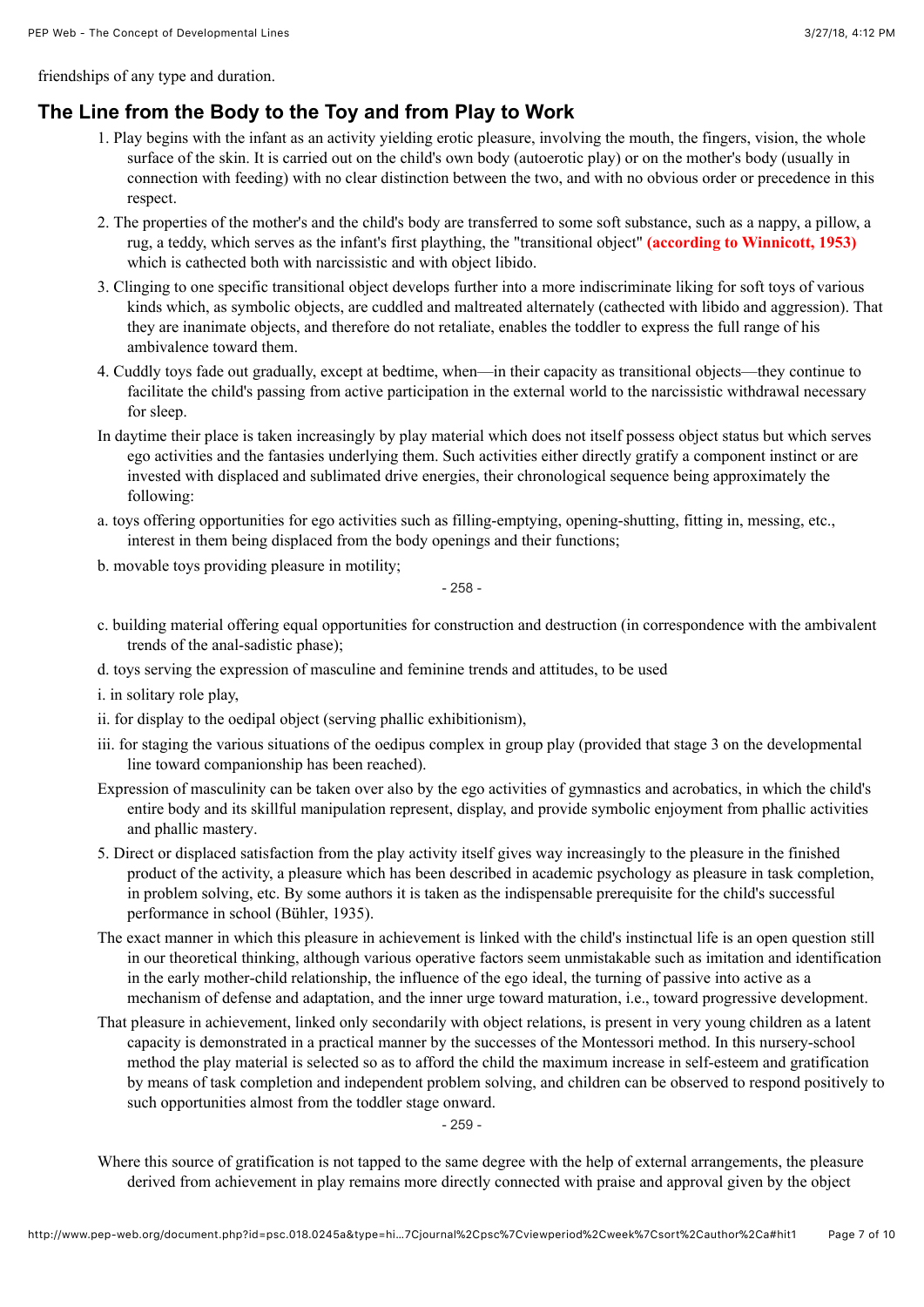friendships of any type and duration.

## The Line from the Body to the Toy and from Play to Work

1. Play begins with the infant as an activity yielding erotic pleasure, involving the mouth, the fingers, vision, the whole surface of the skin. It is carried out on the child's own body (autoerotic play) or on the mother's body (usually in connection with feeding) with no clear distinction between the two, and with no obvious order or precedence in this respect.
2. The properties of the mother's and the child's body are transferred to some soft substance, such as a nappy, a pillow, a rug, a teddy, which serves as the infant's first plaything, the "transitional object" **(according to Winnicott, 1953)** which is cathected both with narcissistic and with object libido.
3. Clinging to one specific transitional object develops further into a more indiscriminate liking for soft toys of various kinds which, as symbolic objects, are cuddled and maltreated alternately (cathected with libido and aggression). That they are inanimate objects, and therefore do not retaliate, enables the toddler to express the full range of his ambivalence toward them.
4. Cuddly toys fade out gradually, except at bedtime, when—in their capacity as transitional objects—they continue to facilitate the child's passing from active participation in the external world to the narcissistic withdrawal necessary for sleep.

In daytime their place is taken increasingly by play material which does not itself possess object status but which serves ego activities and the fantasies underlying them. Such activities either directly gratify a component instinct or are invested with displaced and sublimated drive energies, their chronological sequence being approximately the following:

a. toys offering opportunities for ego activities such as filling-emptying, opening-shutting, fitting in, messing, etc., interest in them being displaced from the body openings and their functions;

b. movable toys providing pleasure in motility;

c. building material offering equal opportunities for construction and destruction (in correspondence with the ambivalent trends of the anal-sadistic phase);

d. toys serving the expression of masculine and feminine trends and attitudes, to be used

i. in solitary role play,

ii. for display to the oedipal object (serving phallic exhibitionism),

iii. for staging the various situations of the oedipus complex in group play (provided that stage 3 on the developmental line toward companionship has been reached).

Expression of masculinity can be taken over also by the ego activities of gymnastics and acrobatics, in which the child's entire body and its skillful manipulation represent, display, and provide symbolic enjoyment from phallic activities and phallic mastery.

5. Direct or displaced satisfaction from the play activity itself gives way increasingly to the pleasure in the finished product of the activity, a pleasure which has been described in academic psychology as pleasure in task completion, in problem solving, etc. By some authors it is taken as the indispensable prerequisite for the child's successful performance in school (Bühler, 1935).

The exact manner in which this pleasure in achievement is linked with the child's instinctual life is an open question still in our theoretical thinking, although various operative factors seem unmistakable such as imitation and identification in the early mother-child relationship, the influence of the ego ideal, the turning of passive into active as a mechanism of defense and adaptation, and the inner urge toward maturation, i.e., toward progressive development.

That pleasure in achievement, linked only secondarily with object relations, is present in very young children as a latent capacity is demonstrated in a practical manner by the successes of the Montessori method. In this nursery-school method the play material is selected so as to afford the child the maximum increase in self-esteem and gratification by means of task completion and independent problem solving, and children can be observed to respond positively to such opportunities almost from the toddler stage onward.

Where this source of gratification is not tapped to the same degree with the help of external arrangements, the pleasure derived from achievement in play remains more directly connected with praise and approval given by the object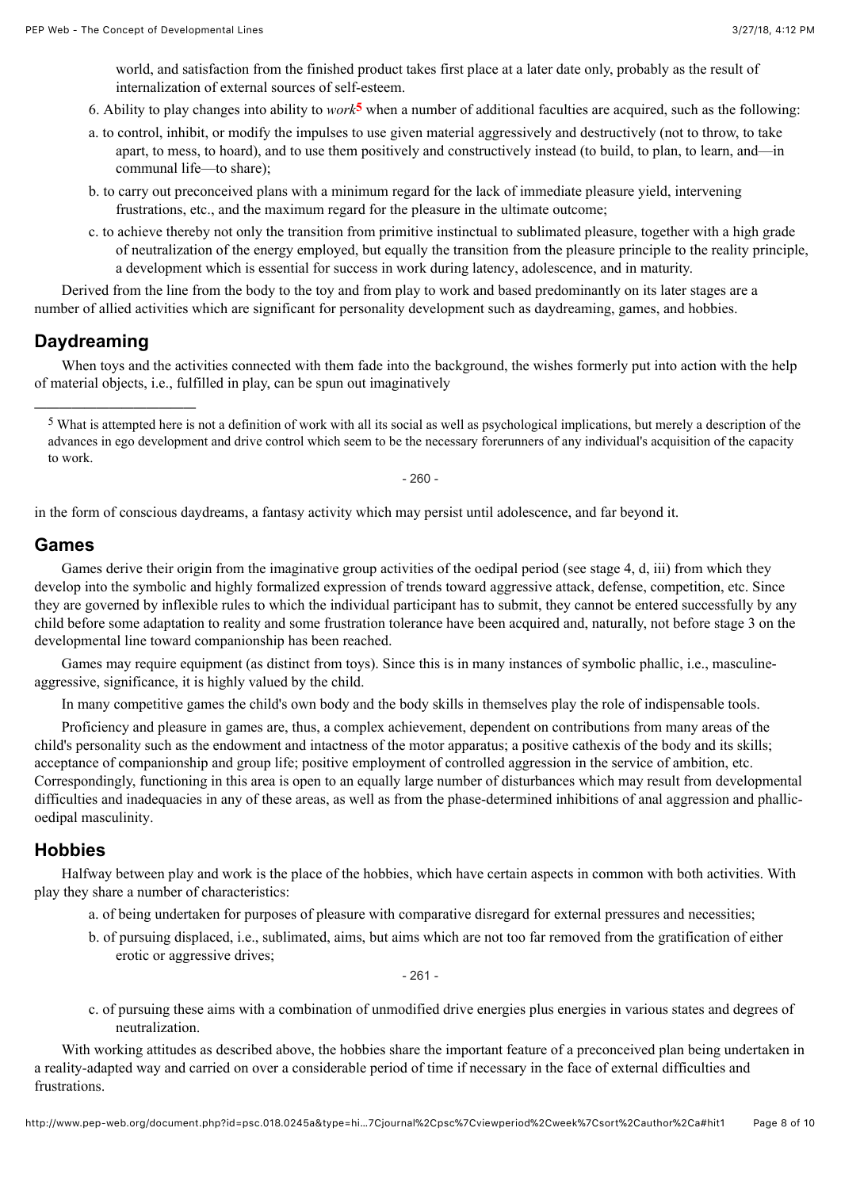world, and satisfaction from the finished product takes first place at a later date only, probably as the result of internalization of external sources of self-esteem.

6. Ability to play changes into ability to *work*[5] when a number of additional faculties are acquired, such as the following:

a. to control, inhibit, or modify the impulses to use given material aggressively and destructively (not to throw, to take apart, to mess, to hoard), and to use them positively and constructively instead (to build, to plan, to learn, and—in communal life—to share);

b. to carry out preconceived plans with a minimum regard for the lack of immediate pleasure yield, intervening frustrations, etc., and the maximum regard for the pleasure in the ultimate outcome;

c. to achieve thereby not only the transition from primitive instinctual to sublimated pleasure, together with a high grade of neutralization of the energy employed, but equally the transition from the pleasure principle to the reality principle, a development which is essential for success in work during latency, adolescence, and in maturity.

Derived from the line from the body to the toy and from play to work and based predominantly on its later stages are a number of allied activities which are significant for personality development such as daydreaming, games, and hobbies.

## Daydreaming

When toys and the activities connected with them fade into the background, the wishes formerly put into action with the help of material objects, i.e., fulfilled in play, can be spun out imaginatively in the form of conscious daydreams, a fantasy activity which may persist until adolescence, and far beyond it.

[5] What is attempted here is not a definition of work with all its social as well as psychological implications, but merely a description of the advances in ego development and drive control which seem to be the necessary forerunners of any individual's acquisition of the capacity to work.

## Games

Games derive their origin from the imaginative group activities of the oedipal period (see stage 4, d, iii) from which they develop into the symbolic and highly formalized expression of trends toward aggressive attack, defense, competition, etc. Since they are governed by inflexible rules to which the individual participant has to submit, they cannot be entered successfully by any child before some adaptation to reality and some frustration tolerance have been acquired and, naturally, not before stage 3 on the developmental line toward companionship has been reached.

Games may require equipment (as distinct from toys). Since this is in many instances of symbolic phallic, i.e., masculine-aggressive, significance, it is highly valued by the child.

In many competitive games the child's own body and the body skills in themselves play the role of indispensable tools.

Proficiency and pleasure in games are, thus, a complex achievement, dependent on contributions from many areas of the child's personality such as the endowment and intactness of the motor apparatus; a positive cathexis of the body and its skills; acceptance of companionship and group life; positive employment of controlled aggression in the service of ambition, etc. Correspondingly, functioning in this area is open to an equally large number of disturbances which may result from developmental difficulties and inadequacies in any of these areas, as well as from the phase-determined inhibitions of anal aggression and phallic-oedipal masculinity.

## Hobbies

Halfway between play and work is the place of the hobbies, which have certain aspects in common with both activities. With play they share a number of characteristics:

a. of being undertaken for purposes of pleasure with comparative disregard for external pressures and necessities;

b. of pursuing displaced, i.e., sublimated, aims, but aims which are not too far removed from the gratification of either erotic or aggressive drives;

c. of pursuing these aims with a combination of unmodified drive energies plus energies in various states and degrees of neutralization.

With working attitudes as described above, the hobbies share the important feature of a preconceived plan being undertaken in a reality-adapted way and carried on over a considerable period of time if necessary in the face of external difficulties and frustrations.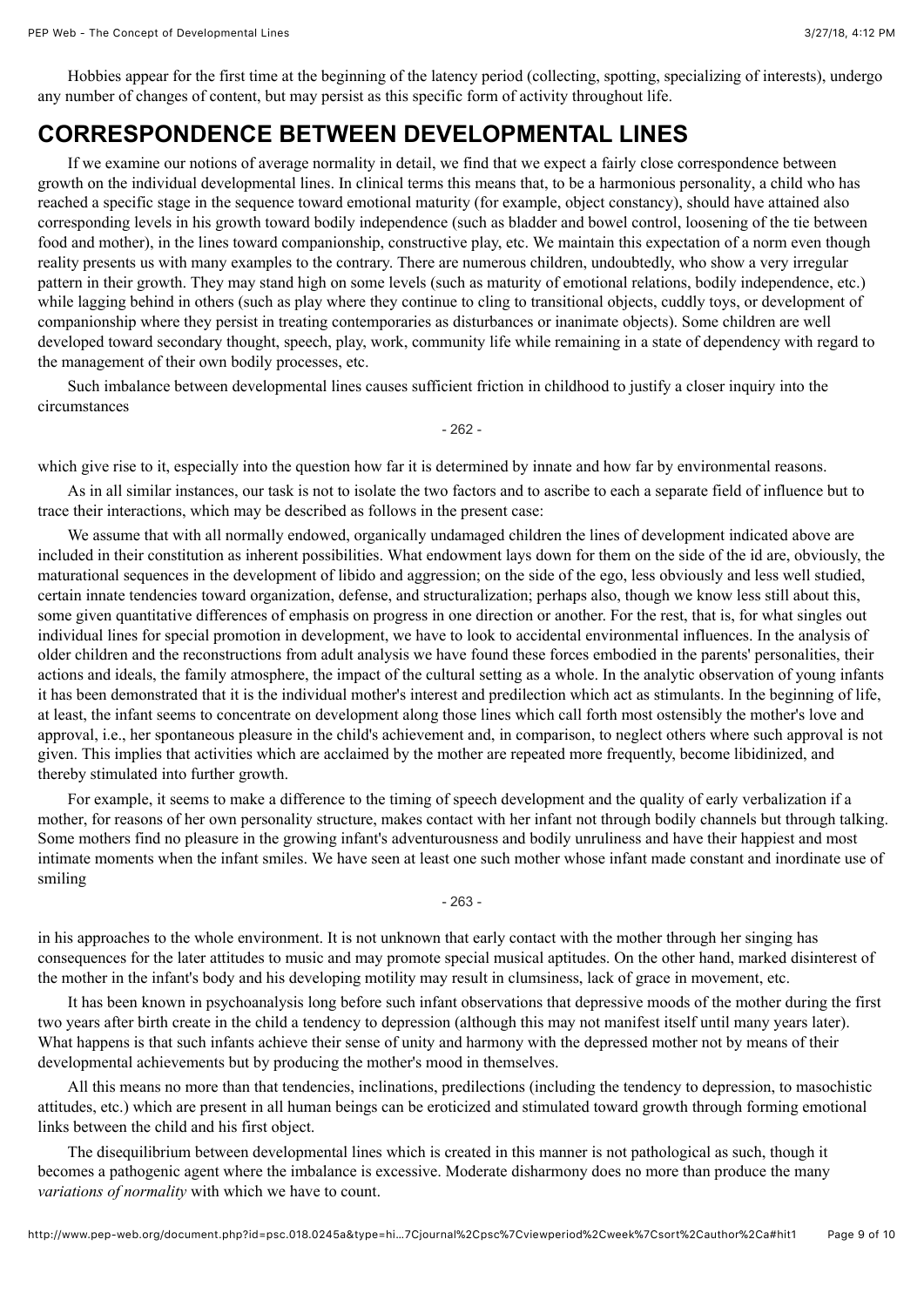Hobbies appear for the first time at the beginning of the latency period (collecting, spotting, specializing of interests), undergo any number of changes of content, but may persist as this specific form of activity throughout life.

## CORRESPONDENCE BETWEEN DEVELOPMENTAL LINES

If we examine our notions of average normality in detail, we find that we expect a fairly close correspondence between growth on the individual developmental lines. In clinical terms this means that, to be a harmonious personality, a child who has reached a specific stage in the sequence toward emotional maturity (for example, object constancy), should have attained also corresponding levels in his growth toward bodily independence (such as bladder and bowel control, loosening of the tie between food and mother), in the lines toward companionship, constructive play, etc. We maintain this expectation of a norm even though reality presents us with many examples to the contrary. There are numerous children, undoubtedly, who show a very irregular pattern in their growth. They may stand high on some levels (such as maturity of emotional relations, bodily independence, etc.) while lagging behind in others (such as play where they continue to cling to transitional objects, cuddly toys, or development of companionship where they persist in treating contemporaries as disturbances or inanimate objects). Some children are well developed toward secondary thought, speech, play, work, community life while remaining in a state of dependency with regard to the management of their own bodily processes, etc.

Such imbalance between developmental lines causes sufficient friction in childhood to justify a closer inquiry into the circumstances which give rise to it, especially into the question how far it is determined by innate and how far by environmental reasons.

As in all similar instances, our task is not to isolate the two factors and to ascribe to each a separate field of influence but to trace their interactions, which may be described as follows in the present case:

We assume that with all normally endowed, organically undamaged children the lines of development indicated above are included in their constitution as inherent possibilities. What endowment lays down for them on the side of the id are, obviously, the maturational sequences in the development of libido and aggression; on the side of the ego, less obviously and less well studied, certain innate tendencies toward organization, defense, and structuralization; perhaps also, though we know less still about this, some given quantitative differences of emphasis on progress in one direction or another. For the rest, that is, for what singles out individual lines for special promotion in development, we have to look to accidental environmental influences. In the analysis of older children and the reconstructions from adult analysis we have found these forces embodied in the parents' personalities, their actions and ideals, the family atmosphere, the impact of the cultural setting as a whole. In the analytic observation of young infants it has been demonstrated that it is the individual mother's interest and predilection which act as stimulants. In the beginning of life, at least, the infant seems to concentrate on development along those lines which call forth most ostensibly the mother's love and approval, i.e., her spontaneous pleasure in the child's achievement and, in comparison, to neglect others where such approval is not given. This implies that activities which are acclaimed by the mother are repeated more frequently, become libidinized, and thereby stimulated into further growth.

For example, it seems to make a difference to the timing of speech development and the quality of early verbalization if a mother, for reasons of her own personality structure, makes contact with her infant not through bodily channels but through talking. Some mothers find no pleasure in the growing infant's adventurousness and bodily unruliness and have their happiest and most intimate moments when the infant smiles. We have seen at least one such mother whose infant made constant and inordinate use of smiling in his approaches to the whole environment. It is not unknown that early contact with the mother through her singing has consequences for the later attitudes to music and may promote special musical aptitudes. On the other hand, marked disinterest of the mother in the infant's body and his developing motility may result in clumsiness, lack of grace in movement, etc.

It has been known in psychoanalysis long before such infant observations that depressive moods of the mother during the first two years after birth create in the child a tendency to depression (although this may not manifest itself until many years later). What happens is that such infants achieve their sense of unity and harmony with the depressed mother not by means of their developmental achievements but by producing the mother's mood in themselves.

All this means no more than that tendencies, inclinations, predilections (including the tendency to depression, to masochistic attitudes, etc.) which are present in all human beings can be eroticized and stimulated toward growth through forming emotional links between the child and his first object.

The disequilibrium between developmental lines which is created in this manner is not pathological as such, though it becomes a pathogenic agent where the imbalance is excessive. Moderate disharmony does no more than produce the many *variations of normality* with which we have to count.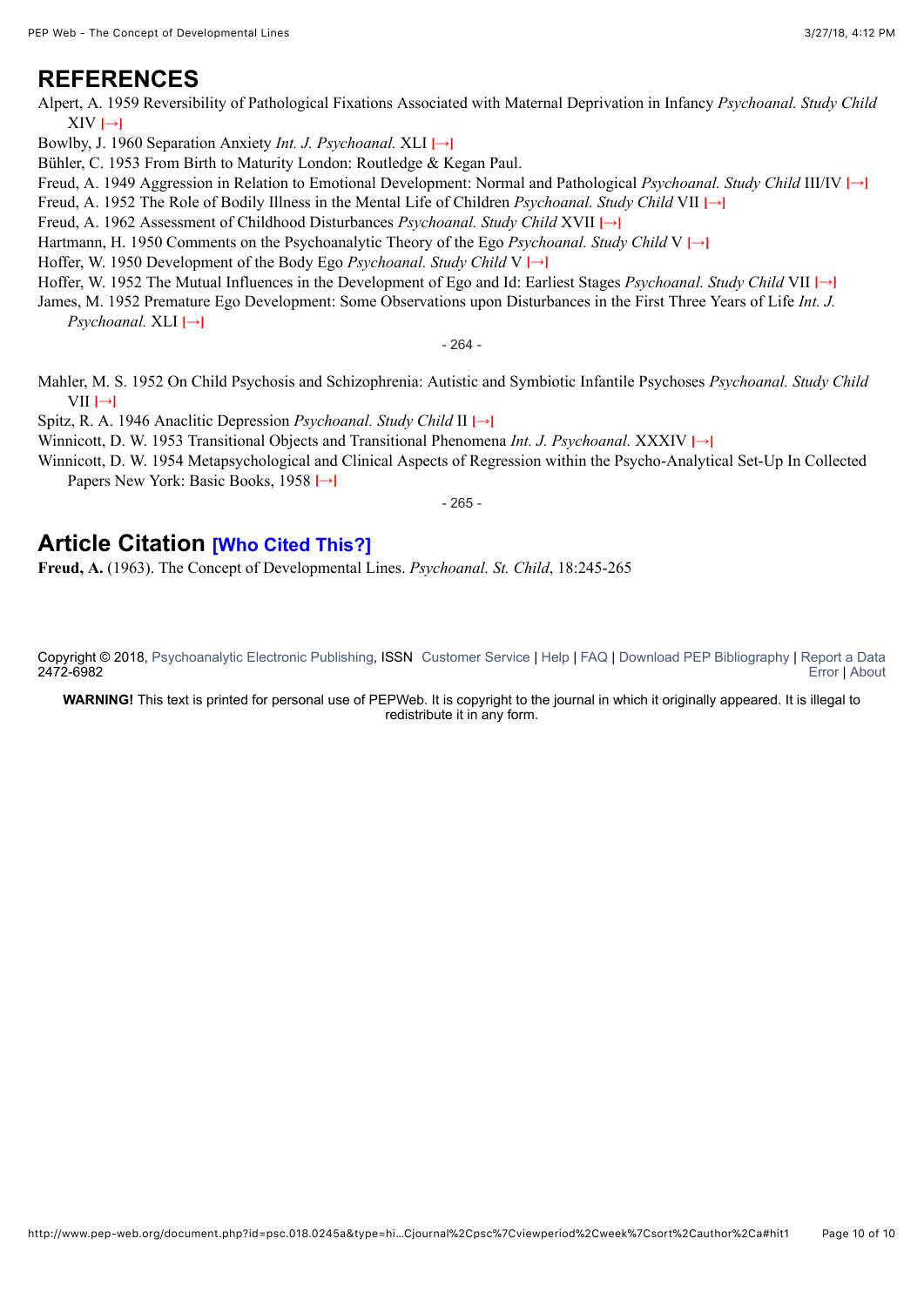## REFERENCES

Alpert, A. 1959 Reversibility of Pathological Fixations Associated with Maternal Deprivation in Infancy *Psychoanal. Study Child* XIV [→]

Bowlby, J. 1960 Separation Anxiety *Int. J. Psychoanal.* XLI [→]

Bühler, C. 1953 From Birth to Maturity London: Routledge & Kegan Paul.

Freud, A. 1949 Aggression in Relation to Emotional Development: Normal and Pathological *Psychoanal. Study Child* III/IV [→]

Freud, A. 1952 The Role of Bodily Illness in the Mental Life of Children *Psychoanal. Study Child* VII [→]

Freud, A. 1962 Assessment of Childhood Disturbances *Psychoanal. Study Child* XVII [→]

Hartmann, H. 1950 Comments on the Psychoanalytic Theory of the Ego *Psychoanal. Study Child* V [→]

Hoffer, W. 1950 Development of the Body Ego *Psychoanal. Study Child* V [→]

Hoffer, W. 1952 The Mutual Influences in the Development of Ego and Id: Earliest Stages *Psychoanal. Study Child* VII [→]

James, M. 1952 Premature Ego Development: Some Observations upon Disturbances in the First Three Years of Life *Int. J. Psychoanal.* XLI [→]

Mahler, M. S. 1952 On Child Psychosis and Schizophrenia: Autistic and Symbiotic Infantile Psychoses *Psychoanal. Study Child* VII [→]

Spitz, R. A. 1946 Anaclitic Depression *Psychoanal. Study Child* II [→]

Winnicott, D. W. 1953 Transitional Objects and Transitional Phenomena *Int. J. Psychoanal.* XXXIV [→]

Winnicott, D. W. 1954 Metapsychological and Clinical Aspects of Regression within the Psycho-Analytical Set-Up In Collected Papers New York: Basic Books, 1958 [→]

## Article Citation [Who Cited This?]

**Freud, A.** (1963). The Concept of Developmental Lines. *Psychoanal. St. Child*, 18:245-265

Copyright © 2018, Psychoanalytic Electronic Publishing, ISSN 2472-6982 Customer Service | Help | FAQ | Download PEP Bibliography | Report a Data Error | About

**WARNING!** This text is printed for personal use of PEPWeb. It is copyright to the journal in which it originally appeared. It is illegal to redistribute it in any form.